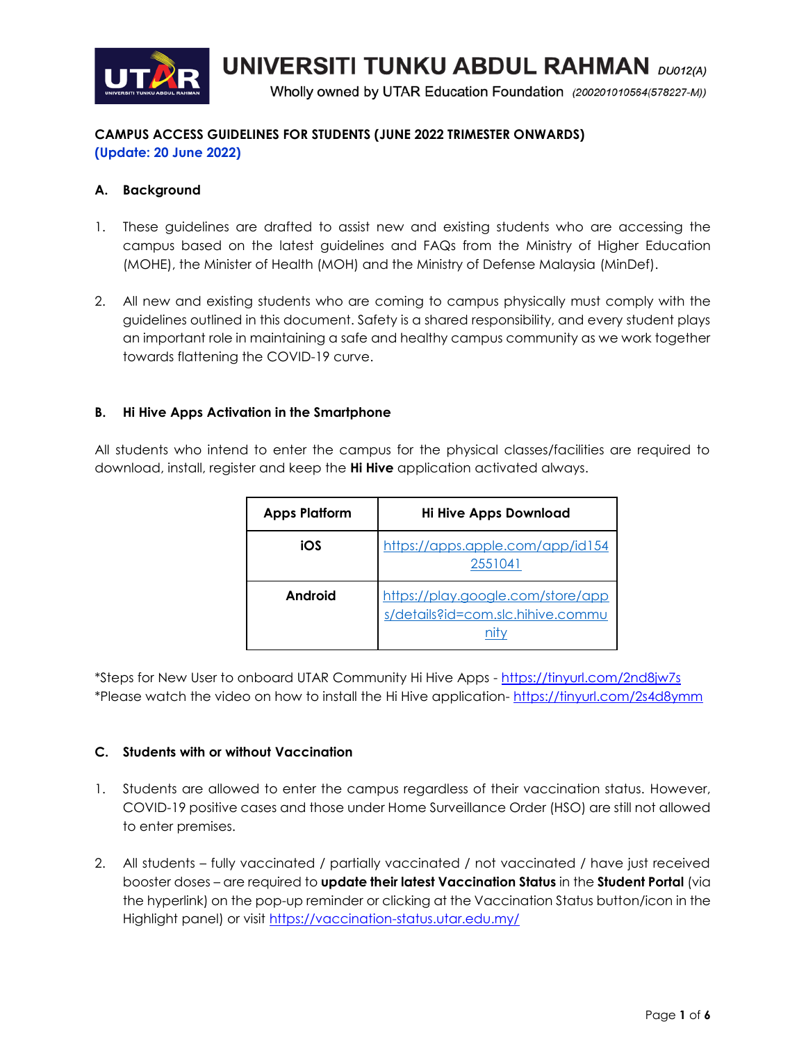# UNIVERSITI TUNKU ABDUL RAHMAN DU012(A)

Wholly owned by UTAR Education Foundation (200201010564(578227-M))

## CAMPUS ACCESS GUIDELINES FOR STUDENTS (JUNE 2022 TRIMESTER ONWARDS)

**(Update: 20 June 2022)**

### A. Background

1. These guidelines are drafted to assist new and existing students who are accessing the campus based on the latest guidelines and FAQs from the Ministry of Higher Education (MOHE), the Minister of Health (MOH) and the Ministry of Defense Malaysia (MinDef).

2. All new and existing students who are coming to campus physically must comply with the guidelines outlined in this document. Safety is a shared responsibility, and every student plays an important role in maintaining a safe and healthy campus community as we work together towards flattening the COVID-19 curve.

### B. Hi Hive Apps Activation in the Smartphone

All students who intend to enter the campus for the physical classes/facilities are required to download, install, register and keep the **Hi Hive** application activated always.

| Apps Platform | Hi Hive Apps Download |
|---|---|
| **iOS** | https://apps.apple.com/app/id1542551041 |
| **Android** | https://play.google.com/store/apps/details?id=com.slc.hihive.community |

*Steps for New User to onboard UTAR Community Hi Hive Apps - https://tinyurl.com/2nd8jw7s
*Please watch the video on how to install the Hi Hive application- https://tinyurl.com/2s4d8ymm

### C. Students with or without Vaccination

1. Students are allowed to enter the campus regardless of their vaccination status. However, COVID-19 positive cases and those under Home Surveillance Order (HSO) are still not allowed to enter premises.

2. All students – fully vaccinated / partially vaccinated / not vaccinated / have just received booster doses – are required to **update their latest Vaccination Status** in the **Student Portal** (via the hyperlink) on the pop-up reminder or clicking at the Vaccination Status button/icon in the Highlight panel) or visit https://vaccination-status.utar.edu.my/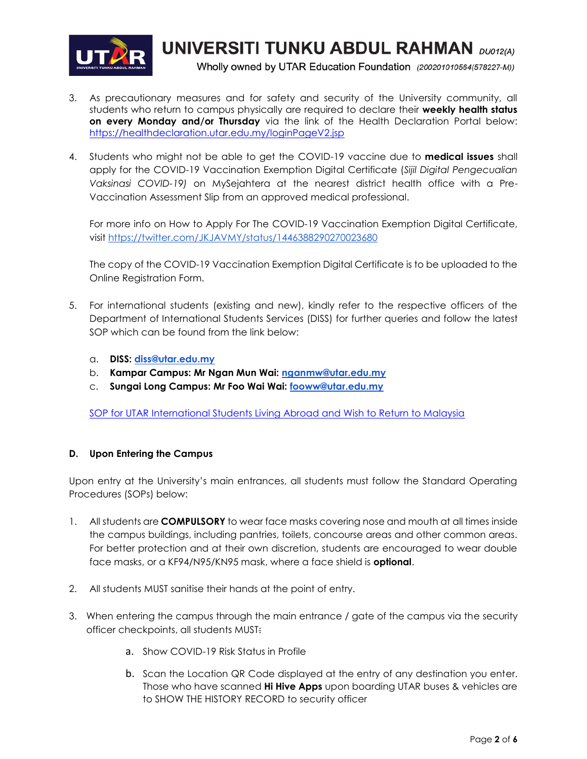3. As precautionary measures and for safety and security of the University community, all students who return to campus physically are required to declare their **weekly health status on every Monday and/or Thursday** via the link of the Health Declaration Portal below: https://healthdeclaration.utar.edu.my/loginPageV2.jsp

4. Students who might not be able to get the COVID-19 vaccine due to **medical issues** shall apply for the COVID-19 Vaccination Exemption Digital Certificate (*Sijil Digital Pengecualian Vaksinasi COVID-19)* on MySejahtera at the nearest district health office with a Pre-Vaccination Assessment Slip from an approved medical professional.

   For more info on How to Apply For The COVID-19 Vaccination Exemption Digital Certificate, visit https://twitter.com/JKJAVMY/status/1446388290270023680

   The copy of the COVID-19 Vaccination Exemption Digital Certificate is to be uploaded to the Online Registration Form.

5. For international students (existing and new), kindly refer to the respective officers of the Department of International Students Services (DISS) for further queries and follow the latest SOP which can be found from the link below:

   a. **DISS: diss@utar.edu.my**
   b. **Kampar Campus: Mr Ngan Mun Wai: nganmw@utar.edu.my**
   c. **Sungai Long Campus: Mr Foo Wai Wai: fooww@utar.edu.my**

   SOP for UTAR International Students Living Abroad and Wish to Return to Malaysia

### D. Upon Entering the Campus

Upon entry at the University's main entrances, all students must follow the Standard Operating Procedures (SOPs) below:

1. All students are **COMPULSORY** to wear face masks covering nose and mouth at all times inside the campus buildings, including pantries, toilets, concourse areas and other common areas. For better protection and at their own discretion, students are encouraged to wear double face masks, or a KF94/N95/KN95 mask, where a face shield is **optional**.

2. All students MUST sanitise their hands at the point of entry.

3. When entering the campus through the main entrance / gate of the campus via the security officer checkpoints, all students MUST:

   a. Show COVID-19 Risk Status in Profile

   b. Scan the Location QR Code displayed at the entry of any destination you enter. Those who have scanned **Hi Hive Apps** upon boarding UTAR buses & vehicles are to SHOW THE HISTORY RECORD to security officer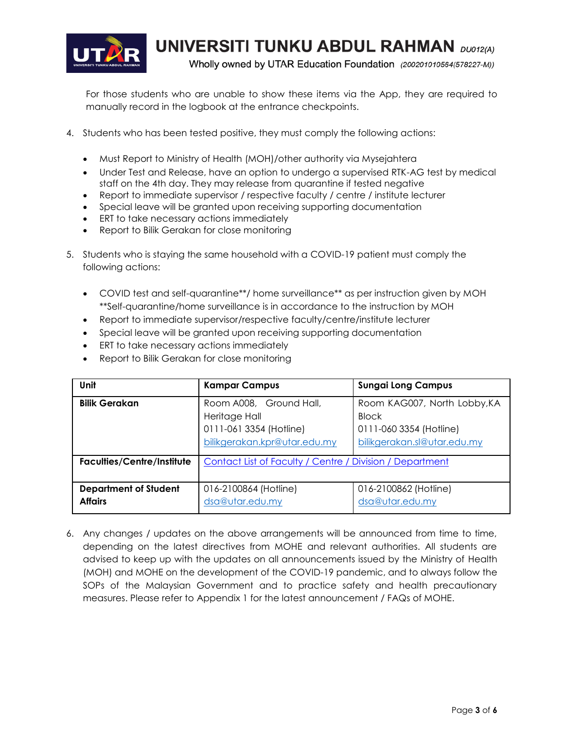For those students who are unable to show these items via the App, they are required to manually record in the logbook at the entrance checkpoints.

4. Students who has been tested positive, they must comply the following actions:

    - Must Report to Ministry of Health (MOH)/other authority via Mysejahtera
    - Under Test and Release, have an option to undergo a supervised RTK-AG test by medical staff on the 4th day. They may release from quarantine if tested negative
    - Report to immediate supervisor / respective faculty / centre / institute lecturer
    - Special leave will be granted upon receiving supporting documentation
    - ERT to take necessary actions immediately
    - Report to Bilik Gerakan for close monitoring

5. Students who is staying the same household with a COVID-19 patient must comply the following actions:

    - COVID test and self-quarantine**/ home surveillance** as per instruction given by MOH
      **Self-quarantine/home surveillance is in accordance to the instruction by MOH
    - Report to immediate supervisor/respective faculty/centre/institute lecturer
    - Special leave will be granted upon receiving supporting documentation
    - ERT to take necessary actions immediately
    - Report to Bilik Gerakan for close monitoring

| **Unit** | **Kampar Campus** | **Sungai Long Campus** |
|---|---|---|
| **Bilik Gerakan** | Room A008, Ground Hall, Heritage Hall<br>0111-061 3354 (Hotline)<br>bilikgerakan.kpr@utar.edu.my | Room KAG007, North Lobby,KA Block<br>0111-060 3354 (Hotline)<br>bilikgerakan.sl@utar.edu.my |
| **Faculties/Centre/Institute** | Contact List of Faculty / Centre / Division / Department | |
| **Department of Student Affairs** | 016-2100864 (Hotline)<br>dsa@utar.edu.my | 016-2100862 (Hotline)<br>dsa@utar.edu.my |

6. Any changes / updates on the above arrangements will be announced from time to time, depending on the latest directives from MOHE and relevant authorities. All students are advised to keep up with the updates on all announcements issued by the Ministry of Health (MOH) and MOHE on the development of the COVID-19 pandemic, and to always follow the SOPs of the Malaysian Government and to practice safety and health precautionary measures. Please refer to Appendix 1 for the latest announcement / FAQs of MOHE.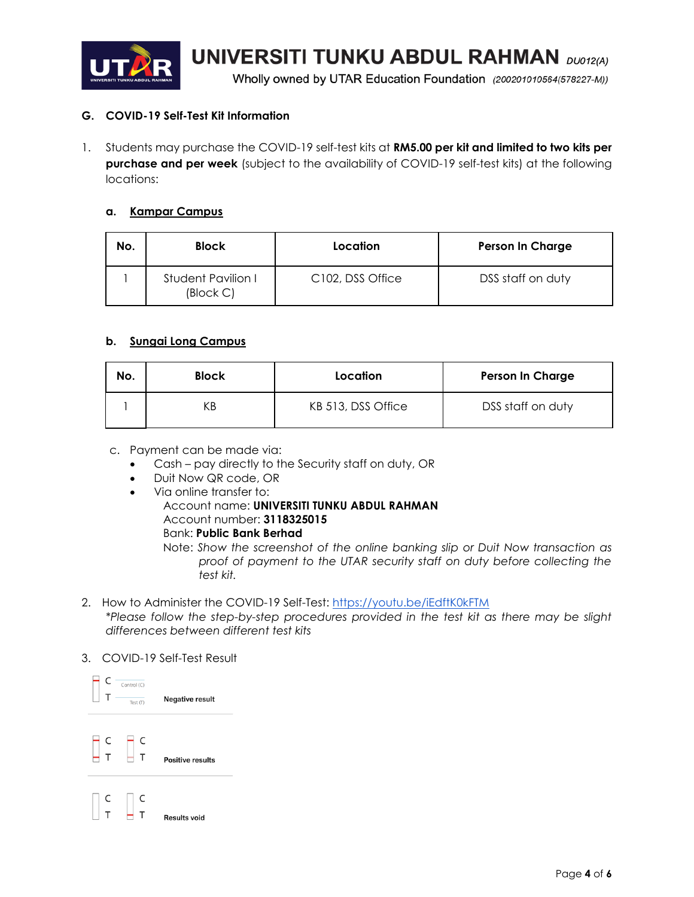## G. COVID-19 Self-Test Kit Information

1. Students may purchase the COVID-19 self-test kits at **RM5.00 per kit and limited to two kits per purchase and per week** (subject to the availability of COVID-19 self-test kits) at the following locations:

   a. <u>**Kampar Campus**</u>

   | No. | Block | Location | Person In Charge |
   |---|---|---|---|
   | 1 | Student Pavilion I (Block C) | C102, DSS Office | DSS staff on duty |

   b. <u>**Sungai Long Campus**</u>

   | No. | Block | Location | Person In Charge |
   |---|---|---|---|
   | 1 | KB | KB 513, DSS Office | DSS staff on duty |

   c. Payment can be made via:
   - Cash – pay directly to the Security staff on duty, OR
   - Duit Now QR code, OR
   - Via online transfer to:
     Account name: **UNIVERSITI TUNKU ABDUL RAHMAN**
     Account number: **3118325015**
     Bank: **Public Bank Berhad**
     Note: *Show the screenshot of the online banking slip or Duit Now transaction as proof of payment to the UTAR security staff on duty before collecting the test kit.*

2. How to Administer the COVID-19 Self-Test: https://youtu.be/iEdftK0kFTM
   *\*Please follow the step-by-step procedures provided in the test kit as there may be slight differences between different test kits*

3. COVID-19 Self-Test Result

   C Control (C)
   T Test (T) — **Negative result**

   C T / C T — **Positive results**

   C T / C T — **Results void**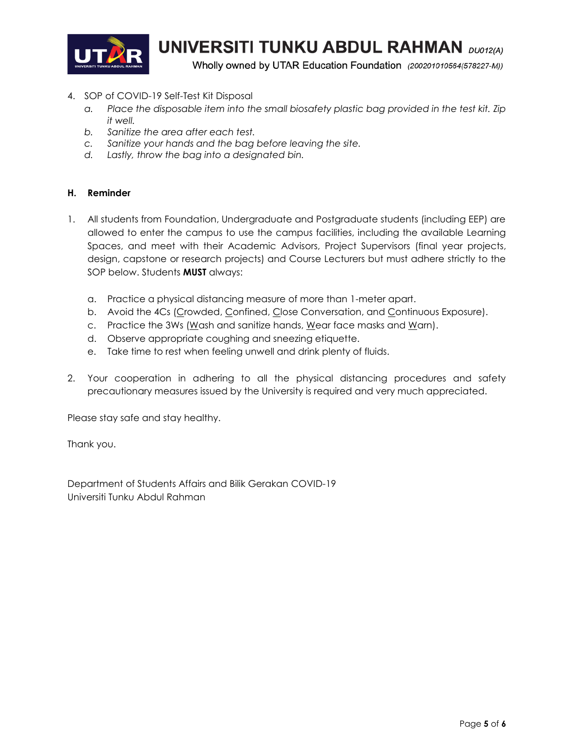4. SOP of COVID-19 Self-Test Kit Disposal
   a. *Place the disposable item into the small biosafety plastic bag provided in the test kit. Zip it well.*
   b. *Sanitize the area after each test.*
   c. *Sanitize your hands and the bag before leaving the site.*
   d. *Lastly, throw the bag into a designated bin.*

## H. Reminder

1. All students from Foundation, Undergraduate and Postgraduate students (including EEP) are allowed to enter the campus to use the campus facilities, including the available Learning Spaces, and meet with their Academic Advisors, Project Supervisors (final year projects, design, capstone or research projects) and Course Lecturers but must adhere strictly to the SOP below. Students **MUST** always:

   a. Practice a physical distancing measure of more than 1-meter apart.
   b. Avoid the 4Cs (Crowded, Confined, Close Conversation, and Continuous Exposure).
   c. Practice the 3Ws (Wash and sanitize hands, Wear face masks and Warn).
   d. Observe appropriate coughing and sneezing etiquette.
   e. Take time to rest when feeling unwell and drink plenty of fluids.

2. Your cooperation in adhering to all the physical distancing procedures and safety precautionary measures issued by the University is required and very much appreciated.

Please stay safe and stay healthy.

Thank you.

Department of Students Affairs and Bilik Gerakan COVID-19
Universiti Tunku Abdul Rahman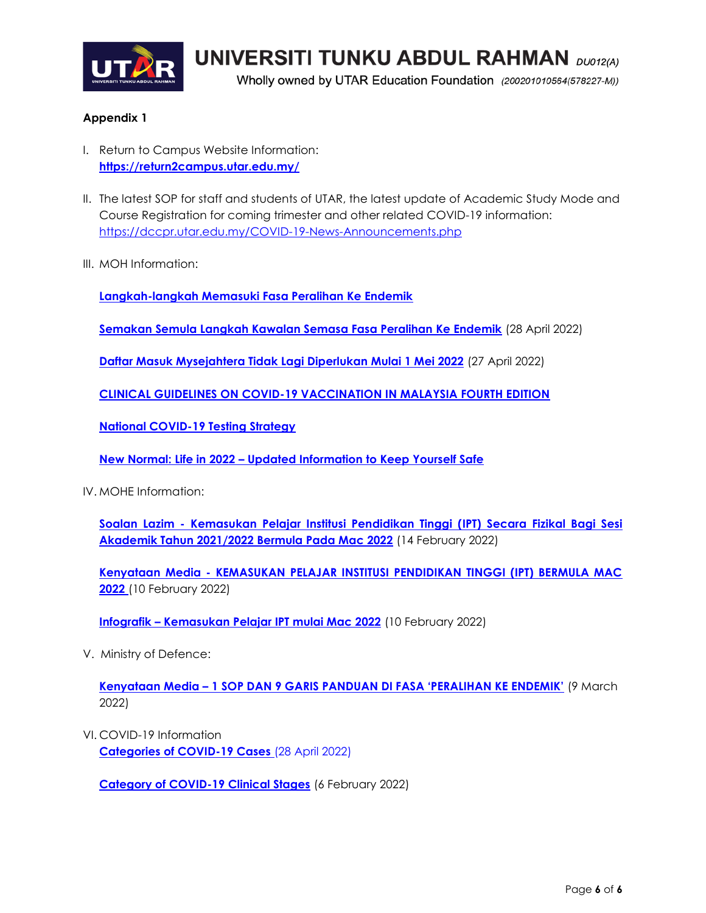**Appendix 1**

I. Return to Campus Website Information:
   **https://return2campus.utar.edu.my/**

II. The latest SOP for staff and students of UTAR, the latest update of Academic Study Mode and Course Registration for coming trimester and other related COVID-19 information:
   https://dccpr.utar.edu.my/COVID-19-News-Announcements.php

III. MOH Information:

   **Langkah-langkah Memasuki Fasa Peralihan Ke Endemik**

   **Semakan Semula Langkah Kawalan Semasa Fasa Peralihan Ke Endemik** (28 April 2022)

   **Daftar Masuk Mysejahtera Tidak Lagi Diperlukan Mulai 1 Mei 2022** (27 April 2022)

   **CLINICAL GUIDELINES ON COVID-19 VACCINATION IN MALAYSIA FOURTH EDITION**

   **National COVID-19 Testing Strategy**

   **New Normal: Life in 2022 – Updated Information to Keep Yourself Safe**

IV. MOHE Information:

   **Soalan Lazim - Kemasukan Pelajar Institusi Pendidikan Tinggi (IPT) Secara Fizikal Bagi Sesi Akademik Tahun 2021/2022 Bermula Pada Mac 2022** (14 February 2022)

   **Kenyataan Media - KEMASUKAN PELAJAR INSTITUSI PENDIDIKAN TINGGI (IPT) BERMULA MAC 2022** (10 February 2022)

   **Infografik – Kemasukan Pelajar IPT mulai Mac 2022** (10 February 2022)

V. Ministry of Defence:

   **Kenyataan Media – 1 SOP DAN 9 GARIS PANDUAN DI FASA 'PERALIHAN KE ENDEMIK'** (9 March 2022)

VI. COVID-19 Information
   **Categories of COVID-19 Cases** (28 April 2022)

   **Category of COVID-19 Clinical Stages** (6 February 2022)